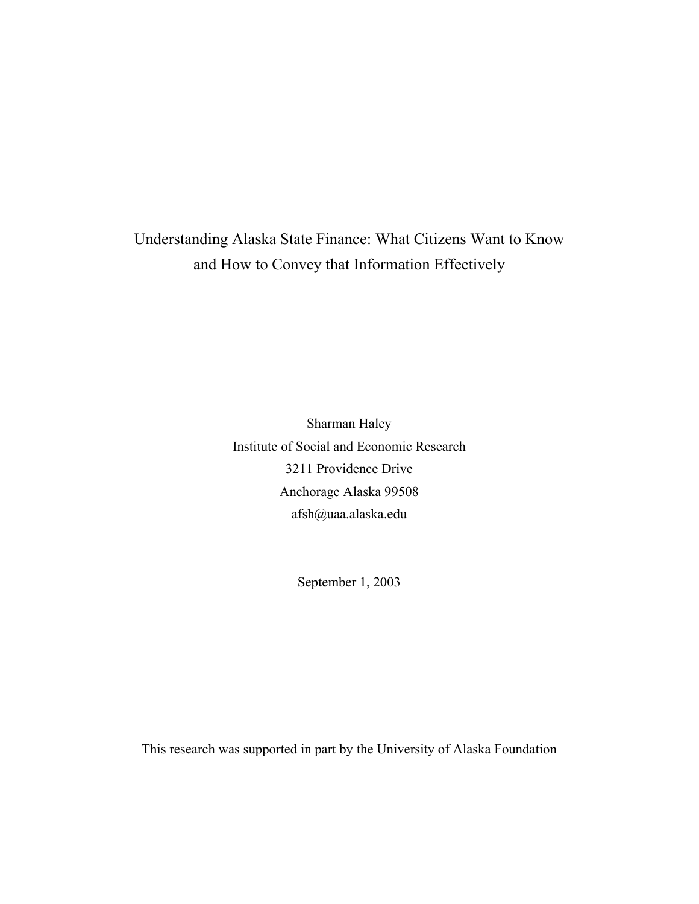# Understanding Alaska State Finance: What Citizens Want to Know and How to Convey that Information Effectively

Sharman Haley
Institute of Social and Economic Research
3211 Providence Drive
Anchorage Alaska 99508
afsh@uaa.alaska.edu

September 1, 2003

This research was supported in part by the University of Alaska Foundation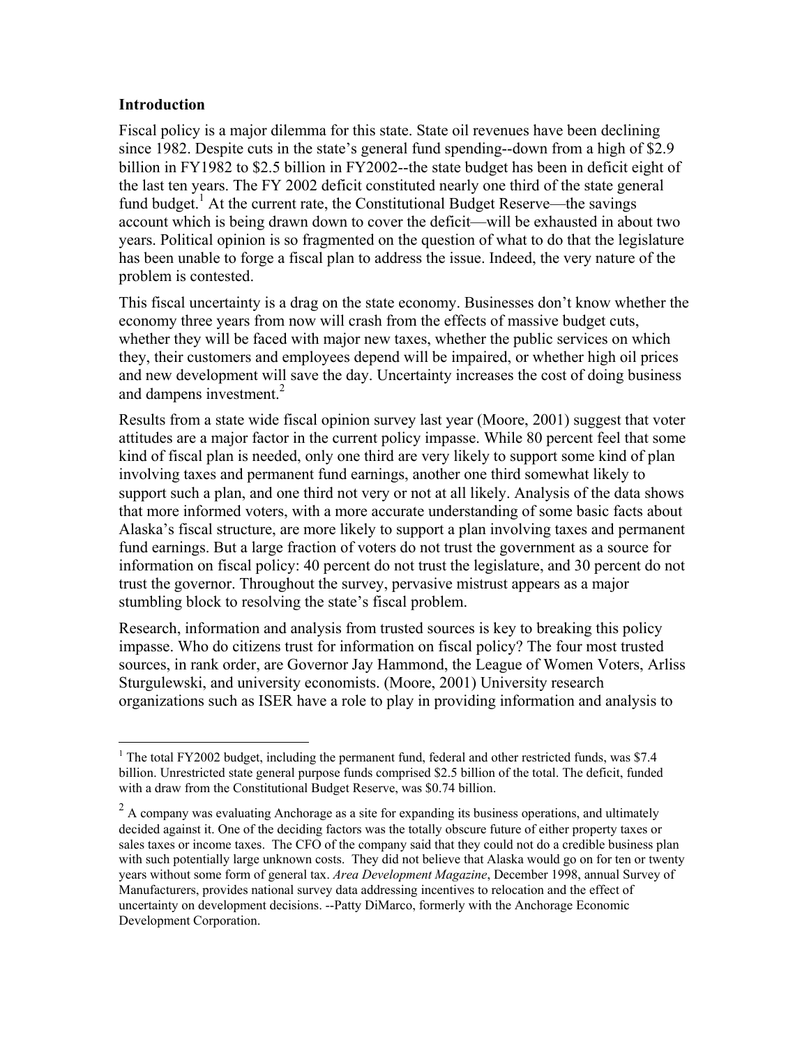## Introduction

Fiscal policy is a major dilemma for this state. State oil revenues have been declining since 1982. Despite cuts in the state's general fund spending--down from a high of $2.9 billion in FY1982 to $2.5 billion in FY2002--the state budget has been in deficit eight of the last ten years. The FY 2002 deficit constituted nearly one third of the state general fund budget.[1] At the current rate, the Constitutional Budget Reserve—the savings account which is being drawn down to cover the deficit—will be exhausted in about two years. Political opinion is so fragmented on the question of what to do that the legislature has been unable to forge a fiscal plan to address the issue. Indeed, the very nature of the problem is contested.

This fiscal uncertainty is a drag on the state economy. Businesses don't know whether the economy three years from now will crash from the effects of massive budget cuts, whether they will be faced with major new taxes, whether the public services on which they, their customers and employees depend will be impaired, or whether high oil prices and new development will save the day. Uncertainty increases the cost of doing business and dampens investment.[2]

Results from a state wide fiscal opinion survey last year (Moore, 2001) suggest that voter attitudes are a major factor in the current policy impasse. While 80 percent feel that some kind of fiscal plan is needed, only one third are very likely to support some kind of plan involving taxes and permanent fund earnings, another one third somewhat likely to support such a plan, and one third not very or not at all likely. Analysis of the data shows that more informed voters, with a more accurate understanding of some basic facts about Alaska's fiscal structure, are more likely to support a plan involving taxes and permanent fund earnings. But a large fraction of voters do not trust the government as a source for information on fiscal policy: 40 percent do not trust the legislature, and 30 percent do not trust the governor. Throughout the survey, pervasive mistrust appears as a major stumbling block to resolving the state's fiscal problem.

Research, information and analysis from trusted sources is key to breaking this policy impasse. Who do citizens trust for information on fiscal policy? The four most trusted sources, in rank order, are Governor Jay Hammond, the League of Women Voters, Arliss Sturgulewski, and university economists. (Moore, 2001) University research organizations such as ISER have a role to play in providing information and analysis to

---

[1] The total FY2002 budget, including the permanent fund, federal and other restricted funds, was $7.4 billion. Unrestricted state general purpose funds comprised $2.5 billion of the total. The deficit, funded with a draw from the Constitutional Budget Reserve, was $0.74 billion.

[2] A company was evaluating Anchorage as a site for expanding its business operations, and ultimately decided against it. One of the deciding factors was the totally obscure future of either property taxes or sales taxes or income taxes. The CFO of the company said that they could not do a credible business plan with such potentially large unknown costs. They did not believe that Alaska would go on for ten or twenty years without some form of general tax. *Area Development Magazine*, December 1998, annual Survey of Manufacturers, provides national survey data addressing incentives to relocation and the effect of uncertainty on development decisions. --Patty DiMarco, formerly with the Anchorage Economic Development Corporation.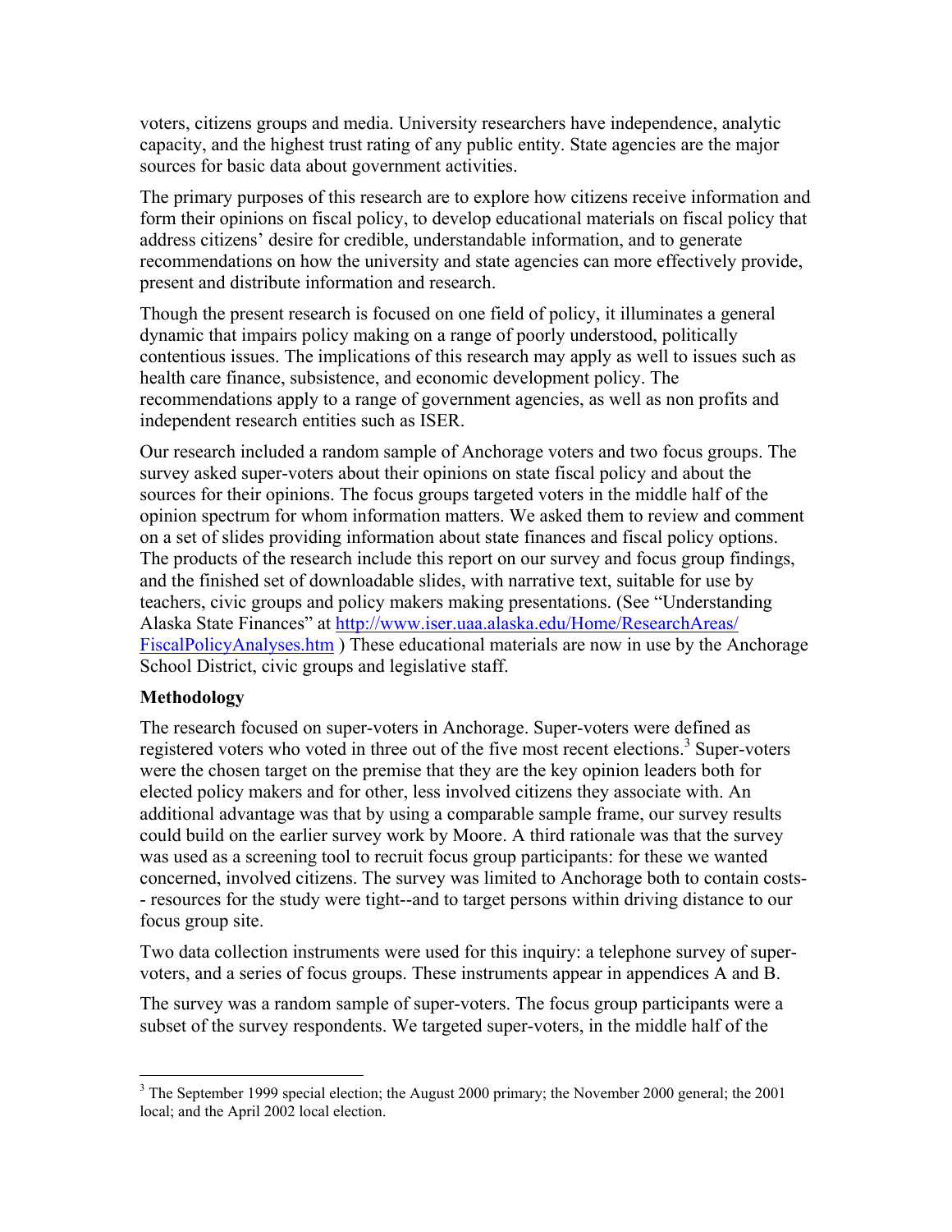voters, citizens groups and media. University researchers have independence, analytic capacity, and the highest trust rating of any public entity. State agencies are the major sources for basic data about government activities.

The primary purposes of this research are to explore how citizens receive information and form their opinions on fiscal policy, to develop educational materials on fiscal policy that address citizens' desire for credible, understandable information, and to generate recommendations on how the university and state agencies can more effectively provide, present and distribute information and research.

Though the present research is focused on one field of policy, it illuminates a general dynamic that impairs policy making on a range of poorly understood, politically contentious issues. The implications of this research may apply as well to issues such as health care finance, subsistence, and economic development policy. The recommendations apply to a range of government agencies, as well as non profits and independent research entities such as ISER.

Our research included a random sample of Anchorage voters and two focus groups. The survey asked super-voters about their opinions on state fiscal policy and about the sources for their opinions. The focus groups targeted voters in the middle half of the opinion spectrum for whom information matters. We asked them to review and comment on a set of slides providing information about state finances and fiscal policy options. The products of the research include this report on our survey and focus group findings, and the finished set of downloadable slides, with narrative text, suitable for use by teachers, civic groups and policy makers making presentations. (See "Understanding Alaska State Finances" at http://www.iser.uaa.alaska.edu/Home/ResearchAreas/FiscalPolicyAnalyses.htm ) These educational materials are now in use by the Anchorage School District, civic groups and legislative staff.

**Methodology**

The research focused on super-voters in Anchorage. Super-voters were defined as registered voters who voted in three out of the five most recent elections.[3] Super-voters were the chosen target on the premise that they are the key opinion leaders both for elected policy makers and for other, less involved citizens they associate with. An additional advantage was that by using a comparable sample frame, our survey results could build on the earlier survey work by Moore. A third rationale was that the survey was used as a screening tool to recruit focus group participants: for these we wanted concerned, involved citizens. The survey was limited to Anchorage both to contain costs-- resources for the study were tight--and to target persons within driving distance to our focus group site.

Two data collection instruments were used for this inquiry: a telephone survey of super-voters, and a series of focus groups. These instruments appear in appendices A and B.

The survey was a random sample of super-voters. The focus group participants were a subset of the survey respondents. We targeted super-voters, in the middle half of the

[3] The September 1999 special election; the August 2000 primary; the November 2000 general; the 2001 local; and the April 2002 local election.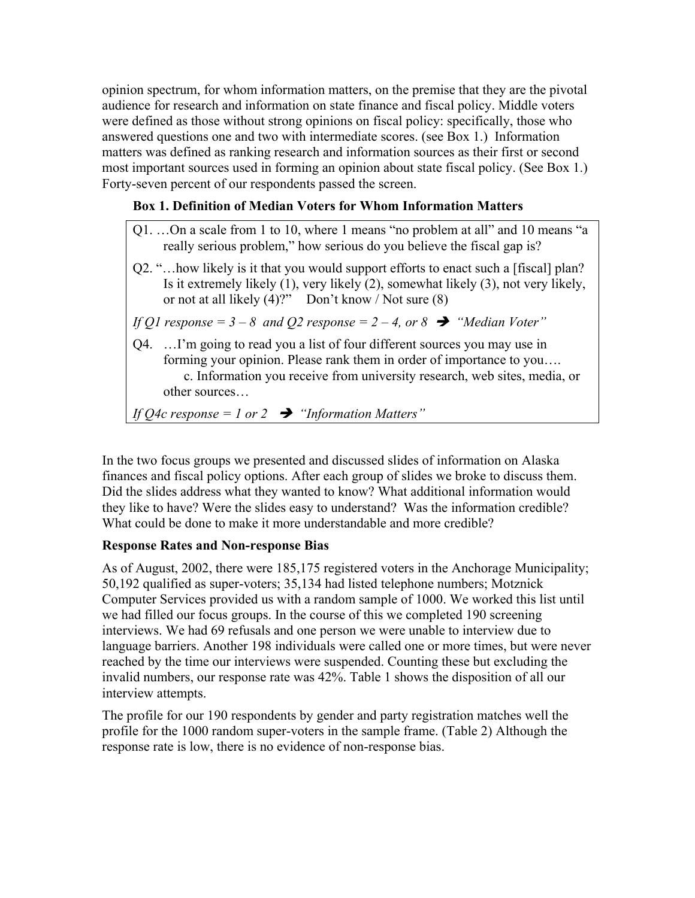opinion spectrum, for whom information matters, on the premise that they are the pivotal audience for research and information on state finance and fiscal policy. Middle voters were defined as those without strong opinions on fiscal policy: specifically, those who answered questions one and two with intermediate scores. (see Box 1.) Information matters was defined as ranking research and information sources as their first or second most important sources used in forming an opinion about state fiscal policy. (See Box 1.) Forty-seven percent of our respondents passed the screen.

**Box 1. Definition of Median Voters for Whom Information Matters**

> Q1. …On a scale from 1 to 10, where 1 means "no problem at all" and 10 means "a really serious problem," how serious do you believe the fiscal gap is?
>
> Q2. "…how likely is it that you would support efforts to enact such a [fiscal] plan? Is it extremely likely (1), very likely (2), somewhat likely (3), not very likely, or not at all likely (4)?" Don't know / Not sure (8)
>
> *If Q1 response = 3 – 8 and Q2 response = 2 – 4, or 8 ➔ "Median Voter"*
>
> Q4. …I'm going to read you a list of four different sources you may use in forming your opinion. Please rank them in order of importance to you….
> c. Information you receive from university research, web sites, media, or other sources…
>
> *If Q4c response = 1 or 2 ➔ "Information Matters"*

In the two focus groups we presented and discussed slides of information on Alaska finances and fiscal policy options. After each group of slides we broke to discuss them. Did the slides address what they wanted to know? What additional information would they like to have? Were the slides easy to understand? Was the information credible? What could be done to make it more understandable and more credible?

**Response Rates and Non-response Bias**

As of August, 2002, there were 185,175 registered voters in the Anchorage Municipality; 50,192 qualified as super-voters; 35,134 had listed telephone numbers; Motznick Computer Services provided us with a random sample of 1000. We worked this list until we had filled our focus groups. In the course of this we completed 190 screening interviews. We had 69 refusals and one person we were unable to interview due to language barriers. Another 198 individuals were called one or more times, but were never reached by the time our interviews were suspended. Counting these but excluding the invalid numbers, our response rate was 42%. Table 1 shows the disposition of all our interview attempts.

The profile for our 190 respondents by gender and party registration matches well the profile for the 1000 random super-voters in the sample frame. (Table 2) Although the response rate is low, there is no evidence of non-response bias.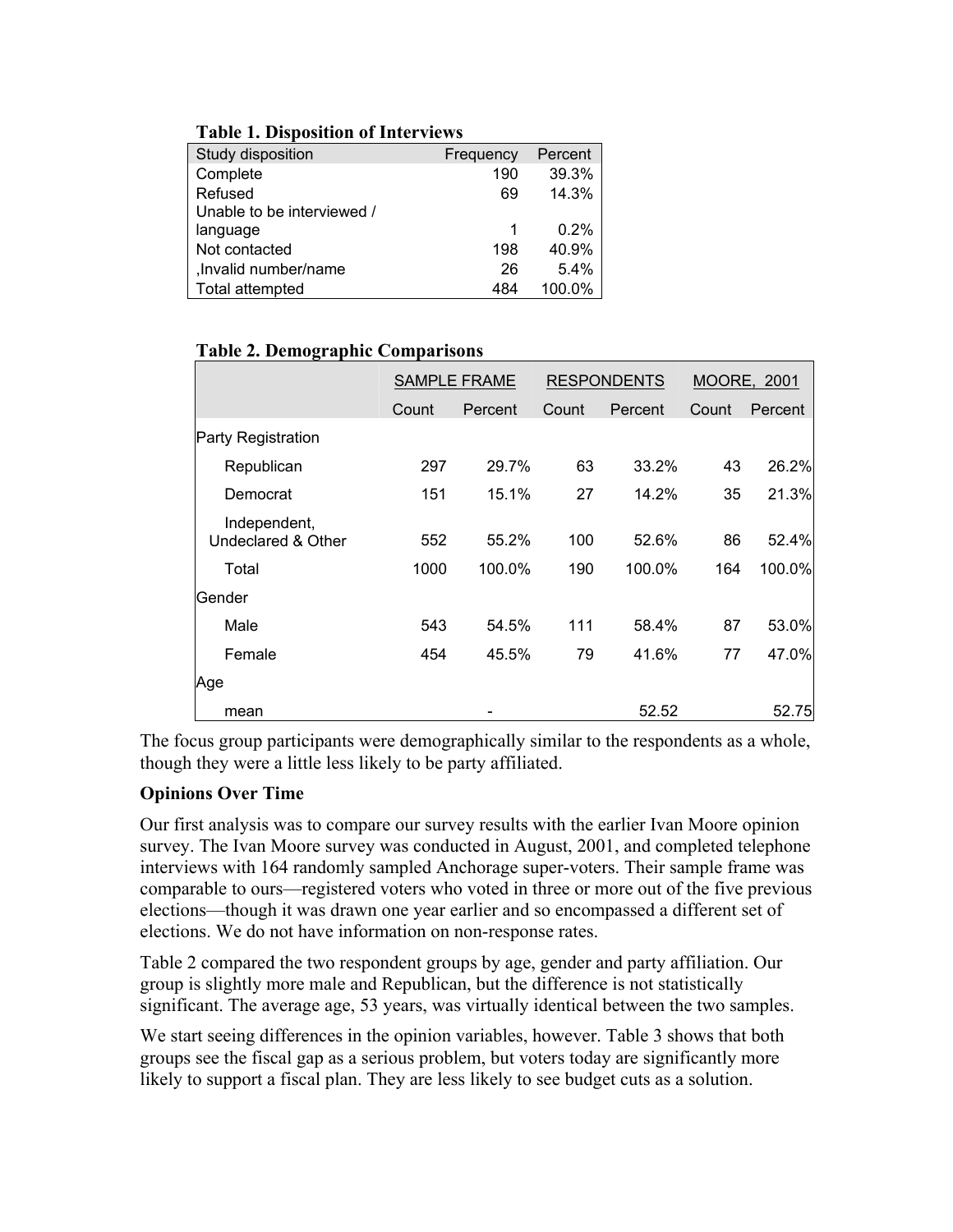**Table 1. Disposition of Interviews**

| Study disposition | Frequency | Percent |
|---|---|---|
| Complete | 190 | 39.3% |
| Refused | 69 | 14.3% |
| Unable to be interviewed / language | 1 | 0.2% |
| Not contacted | 198 | 40.9% |
| ,Invalid number/name | 26 | 5.4% |
| Total attempted | 484 | 100.0% |

**Table 2. Demographic Comparisons**

| | SAMPLE FRAME | | RESPONDENTS | | MOORE, 2001 | |
|---|---|---|---|---|---|---|
| | Count | Percent | Count | Percent | Count | Percent |
| Party Registration | | | | | | |
| Republican | 297 | 29.7% | 63 | 33.2% | 43 | 26.2% |
| Democrat | 151 | 15.1% | 27 | 14.2% | 35 | 21.3% |
| Independent, Undeclared & Other | 552 | 55.2% | 100 | 52.6% | 86 | 52.4% |
| Total | 1000 | 100.0% | 190 | 100.0% | 164 | 100.0% |
| Gender | | | | | | |
| Male | 543 | 54.5% | 111 | 58.4% | 87 | 53.0% |
| Female | 454 | 45.5% | 79 | 41.6% | 77 | 47.0% |
| Age | | | | | | |
| mean | | - | | 52.52 | | 52.75 |

The focus group participants were demographically similar to the respondents as a whole, though they were a little less likely to be party affiliated.

### Opinions Over Time

Our first analysis was to compare our survey results with the earlier Ivan Moore opinion survey. The Ivan Moore survey was conducted in August, 2001, and completed telephone interviews with 164 randomly sampled Anchorage super-voters. Their sample frame was comparable to ours—registered voters who voted in three or more out of the five previous elections—though it was drawn one year earlier and so encompassed a different set of elections. We do not have information on non-response rates.

Table 2 compared the two respondent groups by age, gender and party affiliation. Our group is slightly more male and Republican, but the difference is not statistically significant. The average age, 53 years, was virtually identical between the two samples.

We start seeing differences in the opinion variables, however. Table 3 shows that both groups see the fiscal gap as a serious problem, but voters today are significantly more likely to support a fiscal plan. They are less likely to see budget cuts as a solution.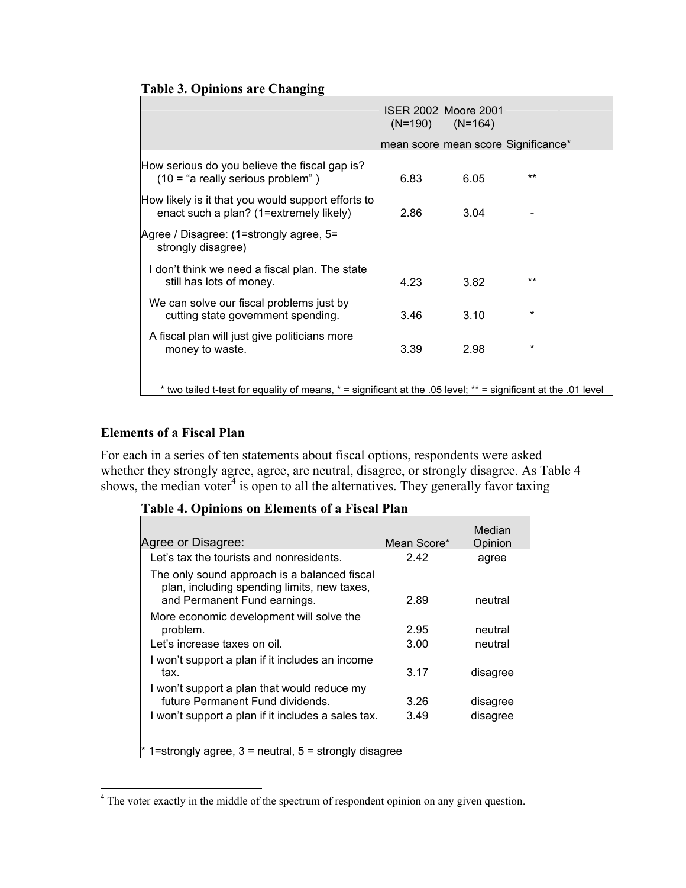**Table 3. Opinions are Changing**

| | ISER 2002 (N=190) | Moore 2001 (N=164) | |
|---|---|---|---|
| | mean score | mean score | Significance* |
| How serious do you believe the fiscal gap is? (10 = "a really serious problem") | 6.83 | 6.05 | ** |
| How likely is it that you would support efforts to enact such a plan? (1=extremely likely) | 2.86 | 3.04 | - |
| Agree / Disagree: (1=strongly agree, 5= strongly disagree) | | | |
| I don't think we need a fiscal plan. The state still has lots of money. | 4.23 | 3.82 | ** |
| We can solve our fiscal problems just by cutting state government spending. | 3.46 | 3.10 | * |
| A fiscal plan will just give politicians more money to waste. | 3.39 | 2.98 | * |

\* two tailed t-test for equality of means, * = significant at the .05 level; ** = significant at the .01 level

## Elements of a Fiscal Plan

For each in a series of ten statements about fiscal options, respondents were asked whether they strongly agree, agree, are neutral, disagree, or strongly disagree. As Table 4 shows, the median voter[4] is open to all the alternatives. They generally favor taxing

**Table 4. Opinions on Elements of a Fiscal Plan**

| Agree or Disagree: | Mean Score* | Median Opinion |
|---|---|---|
| Let's tax the tourists and nonresidents. | 2.42 | agree |
| The only sound approach is a balanced fiscal plan, including spending limits, new taxes, and Permanent Fund earnings. | 2.89 | neutral |
| More economic development will solve the problem. | 2.95 | neutral |
| Let's increase taxes on oil. | 3.00 | neutral |
| I won't support a plan if it includes an income tax. | 3.17 | disagree |
| I won't support a plan that would reduce my future Permanent Fund dividends. | 3.26 | disagree |
| I won't support a plan if it includes a sales tax. | 3.49 | disagree |

\* 1=strongly agree, 3 = neutral, 5 = strongly disagree

[4] The voter exactly in the middle of the spectrum of respondent opinion on any given question.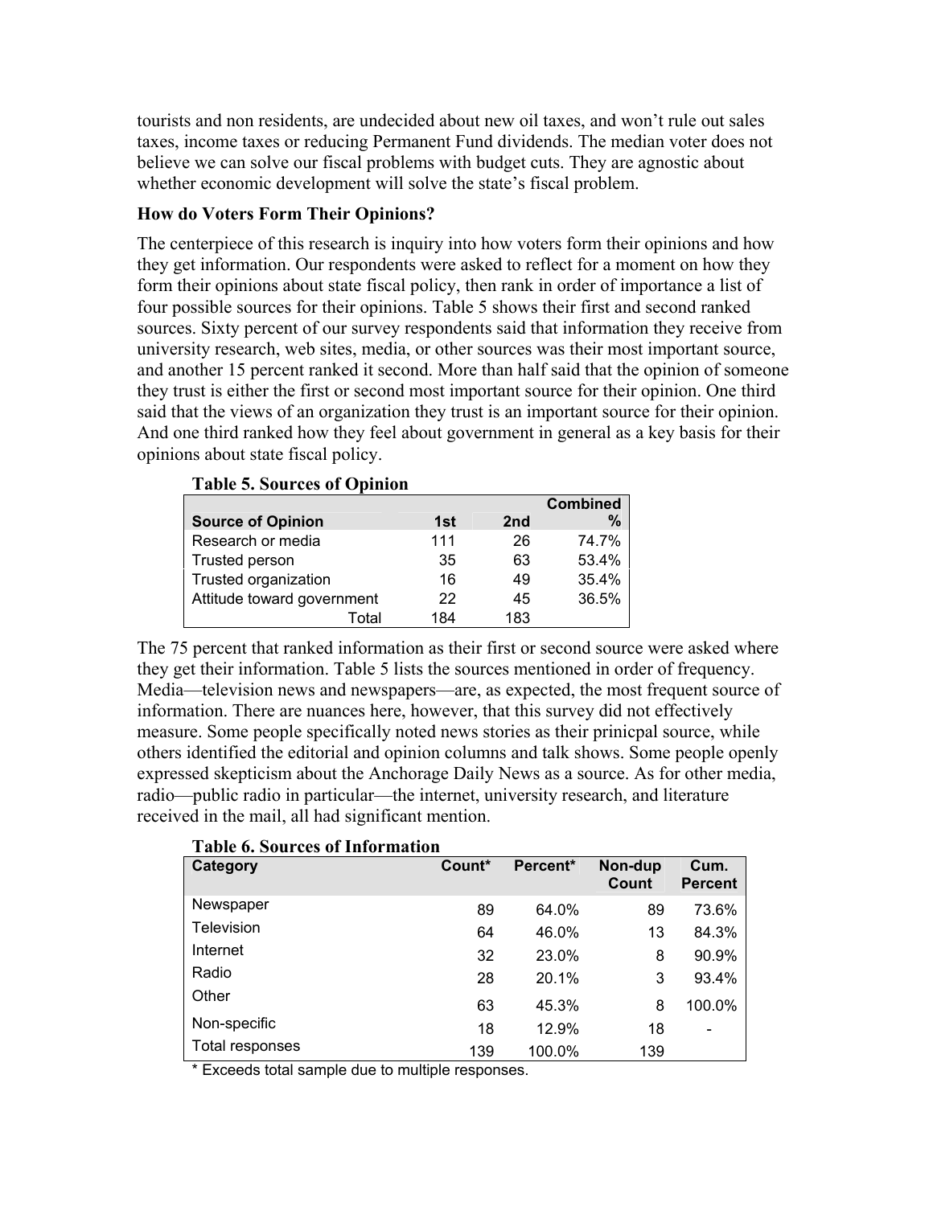tourists and non residents, are undecided about new oil taxes, and won't rule out sales taxes, income taxes or reducing Permanent Fund dividends. The median voter does not believe we can solve our fiscal problems with budget cuts. They are agnostic about whether economic development will solve the state's fiscal problem.

### How do Voters Form Their Opinions?

The centerpiece of this research is inquiry into how voters form their opinions and how they get information. Our respondents were asked to reflect for a moment on how they form their opinions about state fiscal policy, then rank in order of importance a list of four possible sources for their opinions. Table 5 shows their first and second ranked sources. Sixty percent of our survey respondents said that information they receive from university research, web sites, media, or other sources was their most important source, and another 15 percent ranked it second. More than half said that the opinion of someone they trust is either the first or second most important source for their opinion. One third said that the views of an organization they trust is an important source for their opinion. And one third ranked how they feel about government in general as a key basis for their opinions about state fiscal policy.

**Table 5. Sources of Opinion**

| Source of Opinion | 1st | 2nd | Combined % |
|---|---|---|---|
| Research or media | 111 | 26 | 74.7% |
| Trusted person | 35 | 63 | 53.4% |
| Trusted organization | 16 | 49 | 35.4% |
| Attitude toward government | 22 | 45 | 36.5% |
| Total | 184 | 183 | |

The 75 percent that ranked information as their first or second source were asked where they get their information. Table 5 lists the sources mentioned in order of frequency. Media—television news and newspapers—are, as expected, the most frequent source of information. There are nuances here, however, that this survey did not effectively measure. Some people specifically noted news stories as their prinicpal source, while others identified the editorial and opinion columns and talk shows. Some people openly expressed skepticism about the Anchorage Daily News as a source. As for other media, radio—public radio in particular—the internet, university research, and literature received in the mail, all had significant mention.

**Table 6. Sources of Information**

| Category | Count* | Percent* | Non-dup Count | Cum. Percent |
|---|---|---|---|---|
| Newspaper | 89 | 64.0% | 89 | 73.6% |
| Television | 64 | 46.0% | 13 | 84.3% |
| Internet | 32 | 23.0% | 8 | 90.9% |
| Radio | 28 | 20.1% | 3 | 93.4% |
| Other | 63 | 45.3% | 8 | 100.0% |
| Non-specific | 18 | 12.9% | 18 | - |
| Total responses | 139 | 100.0% | 139 | |

* Exceeds total sample due to multiple responses.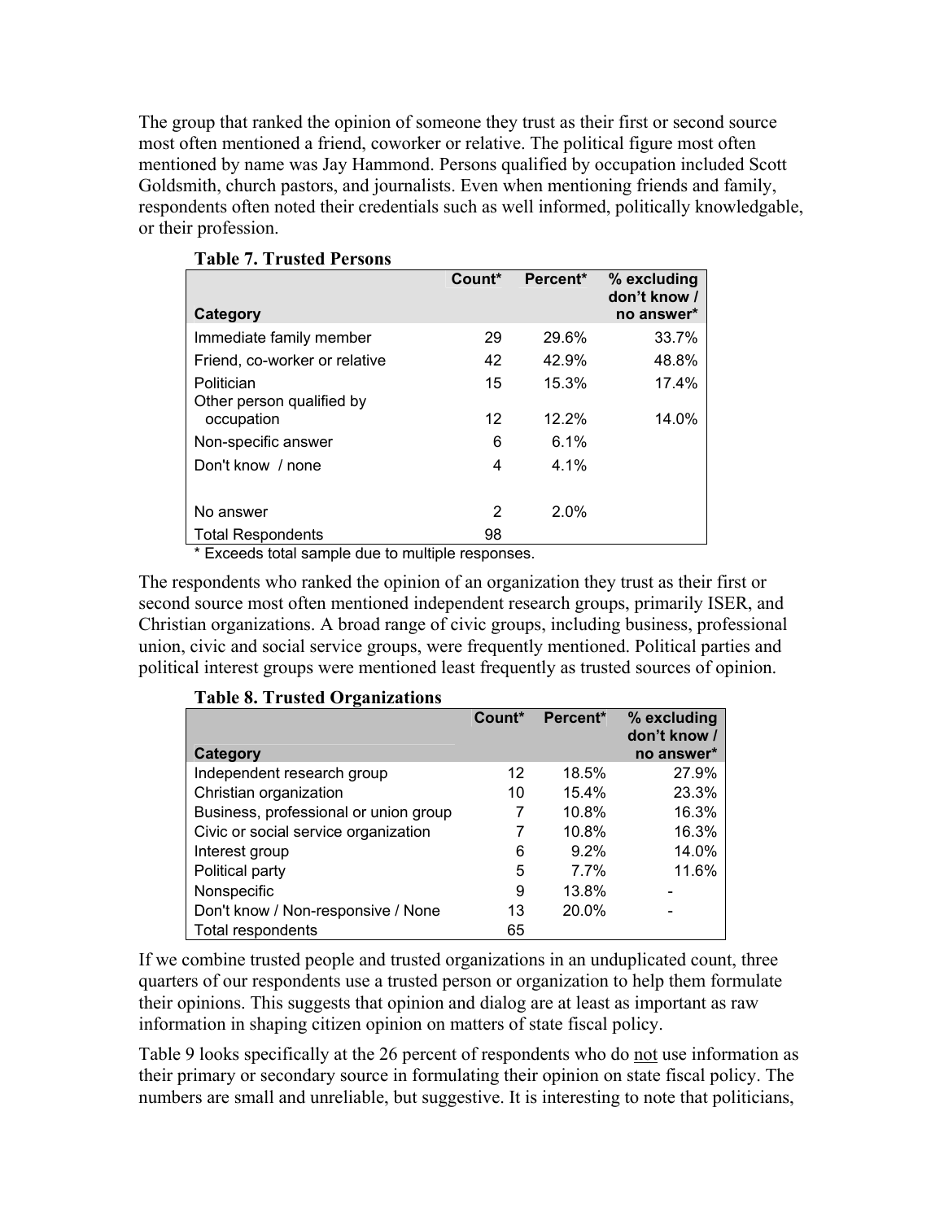The group that ranked the opinion of someone they trust as their first or second source most often mentioned a friend, coworker or relative. The political figure most often mentioned by name was Jay Hammond. Persons qualified by occupation included Scott Goldsmith, church pastors, and journalists. Even when mentioning friends and family, respondents often noted their credentials such as well informed, politically knowledgable, or their profession.

**Table 7. Trusted Persons**

| Category | Count* | Percent* | % excluding don't know / no answer* |
|---|---|---|---|
| Immediate family member | 29 | 29.6% | 33.7% |
| Friend, co-worker or relative | 42 | 42.9% | 48.8% |
| Politician | 15 | 15.3% | 17.4% |
| Other person qualified by occupation | 12 | 12.2% | 14.0% |
| Non-specific answer | 6 | 6.1% | |
| Don't know / none | 4 | 4.1% | |
| No answer | 2 | 2.0% | |
| Total Respondents | 98 | | |

* Exceeds total sample due to multiple responses.

The respondents who ranked the opinion of an organization they trust as their first or second source most often mentioned independent research groups, primarily ISER, and Christian organizations. A broad range of civic groups, including business, professional union, civic and social service groups, were frequently mentioned. Political parties and political interest groups were mentioned least frequently as trusted sources of opinion.

**Table 8. Trusted Organizations**

| Category | Count* | Percent* | % excluding don't know / no answer* |
|---|---|---|---|
| Independent research group | 12 | 18.5% | 27.9% |
| Christian organization | 10 | 15.4% | 23.3% |
| Business, professional or union group | 7 | 10.8% | 16.3% |
| Civic or social service organization | 7 | 10.8% | 16.3% |
| Interest group | 6 | 9.2% | 14.0% |
| Political party | 5 | 7.7% | 11.6% |
| Nonspecific | 9 | 13.8% | - |
| Don't know / Non-responsive / None | 13 | 20.0% | - |
| Total respondents | 65 | | |

If we combine trusted people and trusted organizations in an unduplicated count, three quarters of our respondents use a trusted person or organization to help them formulate their opinions. This suggests that opinion and dialog are at least as important as raw information in shaping citizen opinion on matters of state fiscal policy.

Table 9 looks specifically at the 26 percent of respondents who do not use information as their primary or secondary source in formulating their opinion on state fiscal policy. The numbers are small and unreliable, but suggestive. It is interesting to note that politicians,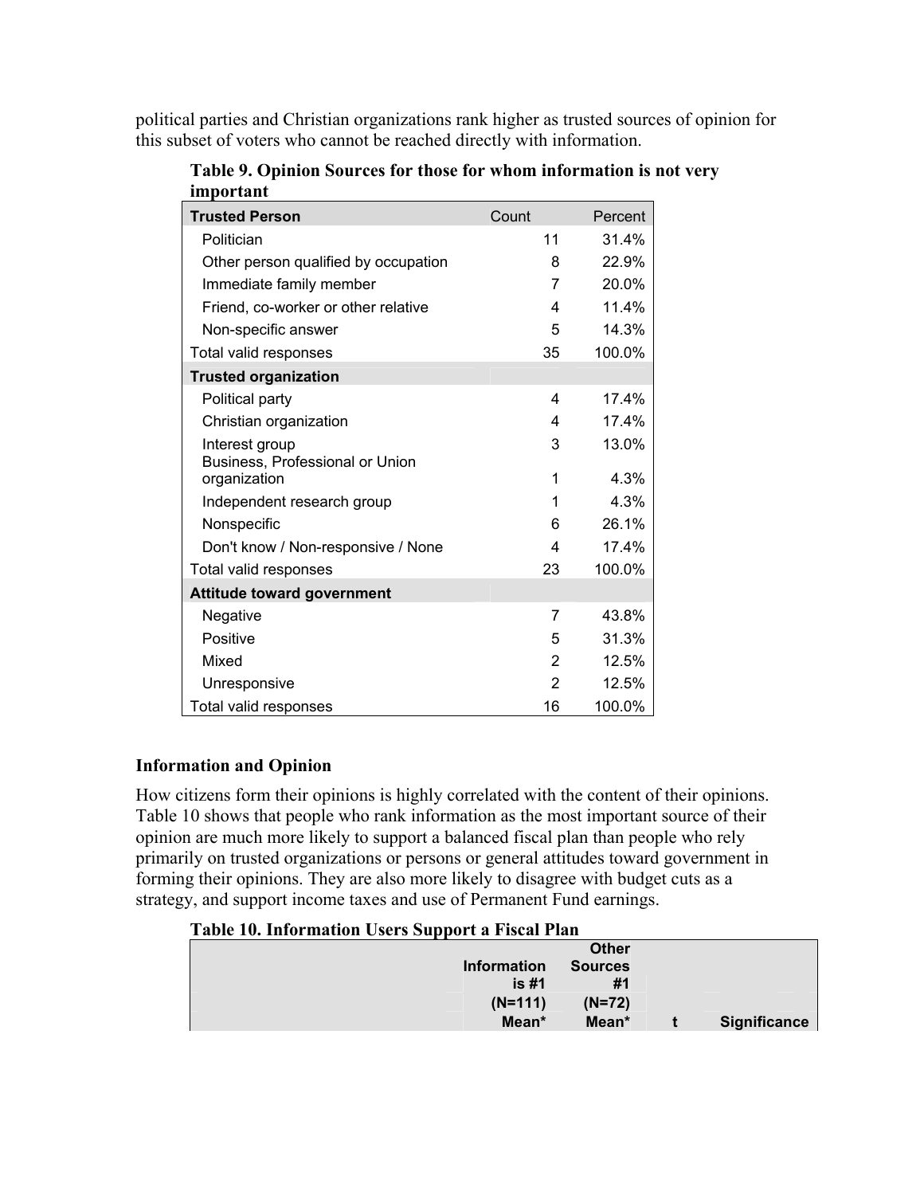political parties and Christian organizations rank higher as trusted sources of opinion for this subset of voters who cannot be reached directly with information.

**Table 9. Opinion Sources for those for whom information is not very important**

| Trusted Person | Count | Percent |
|---|---|---|
| Politician | 11 | 31.4% |
| Other person qualified by occupation | 8 | 22.9% |
| Immediate family member | 7 | 20.0% |
| Friend, co-worker or other relative | 4 | 11.4% |
| Non-specific answer | 5 | 14.3% |
| Total valid responses | 35 | 100.0% |
| **Trusted organization** | | |
| Political party | 4 | 17.4% |
| Christian organization | 4 | 17.4% |
| Interest group | 3 | 13.0% |
| Business, Professional or Union organization | 1 | 4.3% |
| Independent research group | 1 | 4.3% |
| Nonspecific | 6 | 26.1% |
| Don't know / Non-responsive / None | 4 | 17.4% |
| Total valid responses | 23 | 100.0% |
| **Attitude toward government** | | |
| Negative | 7 | 43.8% |
| Positive | 5 | 31.3% |
| Mixed | 2 | 12.5% |
| Unresponsive | 2 | 12.5% |
| Total valid responses | 16 | 100.0% |

### Information and Opinion

How citizens form their opinions is highly correlated with the content of their opinions. Table 10 shows that people who rank information as the most important source of their opinion are much more likely to support a balanced fiscal plan than people who rely primarily on trusted organizations or persons or general attitudes toward government in forming their opinions. They are also more likely to disagree with budget cuts as a strategy, and support income taxes and use of Permanent Fund earnings.

**Table 10. Information Users Support a Fiscal Plan**

| | Information is #1 (N=111) Mean* | Other Sources #1 (N=72) Mean* | t | Significance |
|---|---|---|---|---|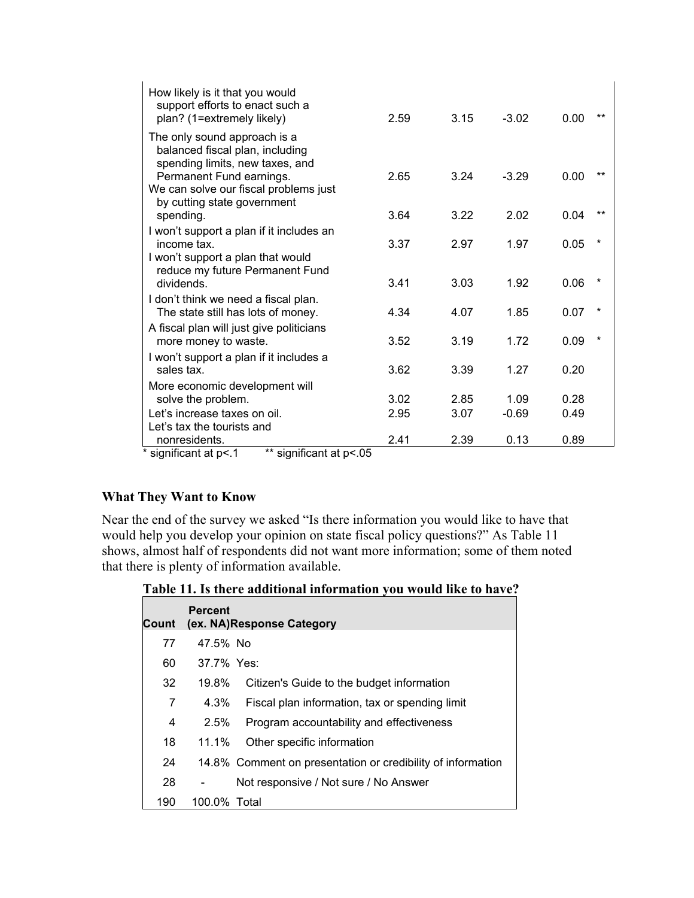| | | | | | |
|---|---|---|---|---|---|
| How likely is it that you would support efforts to enact such a plan? (1=extremely likely) | 2.59 | 3.15 | -3.02 | 0.00 | ** |
| The only sound approach is a balanced fiscal plan, including spending limits, new taxes, and Permanent Fund earnings. | 2.65 | 3.24 | -3.29 | 0.00 | ** |
| We can solve our fiscal problems just by cutting state government spending. | 3.64 | 3.22 | 2.02 | 0.04 | ** |
| I won't support a plan if it includes an income tax. | 3.37 | 2.97 | 1.97 | 0.05 | * |
| I won't support a plan that would reduce my future Permanent Fund dividends. | 3.41 | 3.03 | 1.92 | 0.06 | * |
| I don't think we need a fiscal plan. The state still has lots of money. | 4.34 | 4.07 | 1.85 | 0.07 | * |
| A fiscal plan will just give politicians more money to waste. | 3.52 | 3.19 | 1.72 | 0.09 | * |
| I won't support a plan if it includes a sales tax. | 3.62 | 3.39 | 1.27 | 0.20 | |
| More economic development will solve the problem. | 3.02 | 2.85 | 1.09 | 0.28 | |
| Let's increase taxes on oil. | 2.95 | 3.07 | -0.69 | 0.49 | |
| Let's tax the tourists and nonresidents. | 2.41 | 2.39 | 0.13 | 0.89 | |

\* significant at p<.1 &nbsp;&nbsp;&nbsp; ** significant at p<.05

### What They Want to Know

Near the end of the survey we asked "Is there information you would like to have that would help you develop your opinion on state fiscal policy questions?" As Table 11 shows, almost half of respondents did not want more information; some of them noted that there is plenty of information available.

**Table 11. Is there additional information you would like to have?**

| Count | Percent (ex. NA) | Response Category |
|---|---|---|
| 77 | 47.5% | No |
| 60 | 37.7% | Yes: |
| 32 | 19.8% | Citizen's Guide to the budget information |
| 7 | 4.3% | Fiscal plan information, tax or spending limit |
| 4 | 2.5% | Program accountability and effectiveness |
| 18 | 11.1% | Other specific information |
| 24 | 14.8% | Comment on presentation or credibility of information |
| 28 | - | Not responsive / Not sure / No Answer |
| 190 | 100.0% | Total |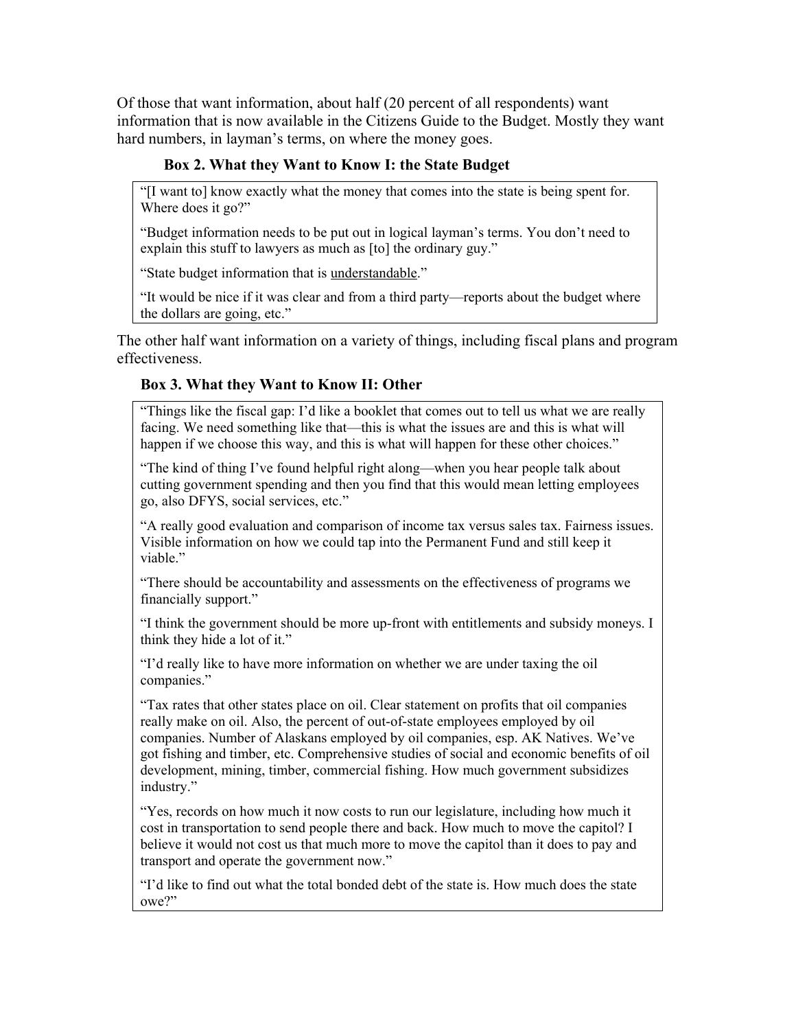Of those that want information, about half (20 percent of all respondents) want information that is now available in the Citizens Guide to the Budget. Mostly they want hard numbers, in layman's terms, on where the money goes.

### Box 2. What they Want to Know I: the State Budget

> "[I want to] know exactly what the money that comes into the state is being spent for. Where does it go?"
>
> "Budget information needs to be put out in logical layman's terms. You don't need to explain this stuff to lawyers as much as [to] the ordinary guy."
>
> "State budget information that is <u>understandable</u>."
>
> "It would be nice if it was clear and from a third party—reports about the budget where the dollars are going, etc."

The other half want information on a variety of things, including fiscal plans and program effectiveness.

### Box 3. What they Want to Know II: Other

> "Things like the fiscal gap: I'd like a booklet that comes out to tell us what we are really facing. We need something like that—this is what the issues are and this is what will happen if we choose this way, and this is what will happen for these other choices."
>
> "The kind of thing I've found helpful right along—when you hear people talk about cutting government spending and then you find that this would mean letting employees go, also DFYS, social services, etc."
>
> "A really good evaluation and comparison of income tax versus sales tax. Fairness issues. Visible information on how we could tap into the Permanent Fund and still keep it viable."
>
> "There should be accountability and assessments on the effectiveness of programs we financially support."
>
> "I think the government should be more up-front with entitlements and subsidy moneys. I think they hide a lot of it."
>
> "I'd really like to have more information on whether we are under taxing the oil companies."
>
> "Tax rates that other states place on oil. Clear statement on profits that oil companies really make on oil. Also, the percent of out-of-state employees employed by oil companies. Number of Alaskans employed by oil companies, esp. AK Natives. We've got fishing and timber, etc. Comprehensive studies of social and economic benefits of oil development, mining, timber, commercial fishing. How much government subsidizes industry."
>
> "Yes, records on how much it now costs to run our legislature, including how much it cost in transportation to send people there and back. How much to move the capitol? I believe it would not cost us that much more to move the capitol than it does to pay and transport and operate the government now."
>
> "I'd like to find out what the total bonded debt of the state is. How much does the state owe?"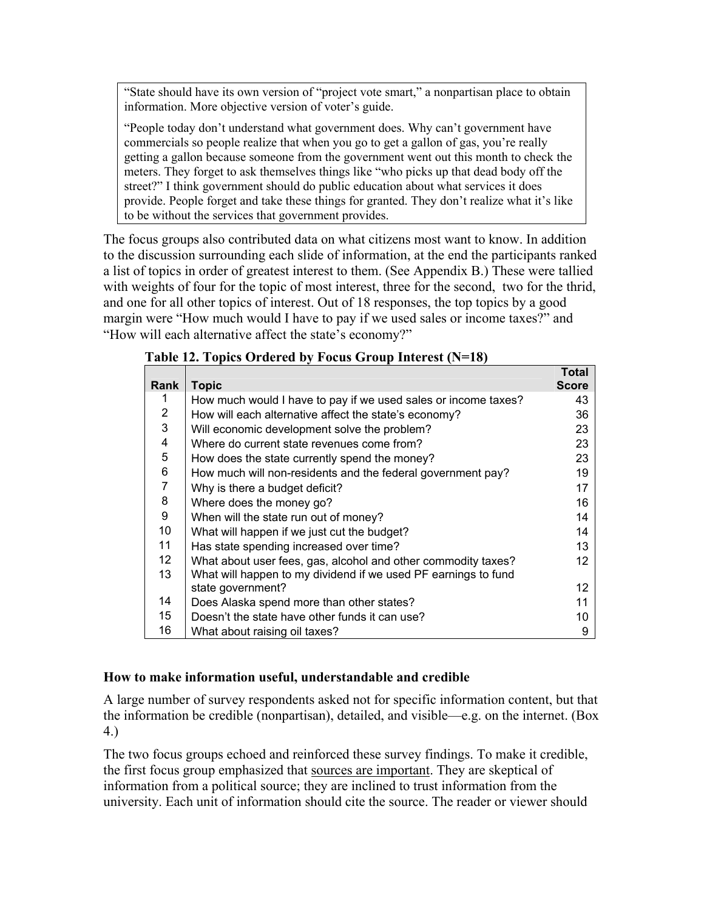> "State should have its own version of "project vote smart," a nonpartisan place to obtain information. More objective version of voter's guide.
>
> "People today don't understand what government does. Why can't government have commercials so people realize that when you go to get a gallon of gas, you're really getting a gallon because someone from the government went out this month to check the meters. They forget to ask themselves things like "who picks up that dead body off the street?" I think government should do public education about what services it does provide. People forget and take these things for granted. They don't realize what it's like to be without the services that government provides.

The focus groups also contributed data on what citizens most want to know. In addition to the discussion surrounding each slide of information, at the end the participants ranked a list of topics in order of greatest interest to them. (See Appendix B.) These were tallied with weights of four for the topic of most interest, three for the second, two for the thrid, and one for all other topics of interest. Out of 18 responses, the top topics by a good margin were "How much would I have to pay if we used sales or income taxes?" and "How will each alternative affect the state's economy?"

**Table 12. Topics Ordered by Focus Group Interest (N=18)**

| Rank | Topic | Total Score |
|---|---|---|
| 1 | How much would I have to pay if we used sales or income taxes? | 43 |
| 2 | How will each alternative affect the state's economy? | 36 |
| 3 | Will economic development solve the problem? | 23 |
| 4 | Where do current state revenues come from? | 23 |
| 5 | How does the state currently spend the money? | 23 |
| 6 | How much will non-residents and the federal government pay? | 19 |
| 7 | Why is there a budget deficit? | 17 |
| 8 | Where does the money go? | 16 |
| 9 | When will the state run out of money? | 14 |
| 10 | What will happen if we just cut the budget? | 14 |
| 11 | Has state spending increased over time? | 13 |
| 12 | What about user fees, gas, alcohol and other commodity taxes? | 12 |
| 13 | What will happen to my dividend if we used PF earnings to fund state government? | 12 |
| 14 | Does Alaska spend more than other states? | 11 |
| 15 | Doesn't the state have other funds it can use? | 10 |
| 16 | What about raising oil taxes? | 9 |

### How to make information useful, understandable and credible

A large number of survey respondents asked not for specific information content, but that the information be credible (nonpartisan), detailed, and visible—e.g. on the internet. (Box 4.)

The two focus groups echoed and reinforced these survey findings. To make it credible, the first focus group emphasized that sources are important. They are skeptical of information from a political source; they are inclined to trust information from the university. Each unit of information should cite the source. The reader or viewer should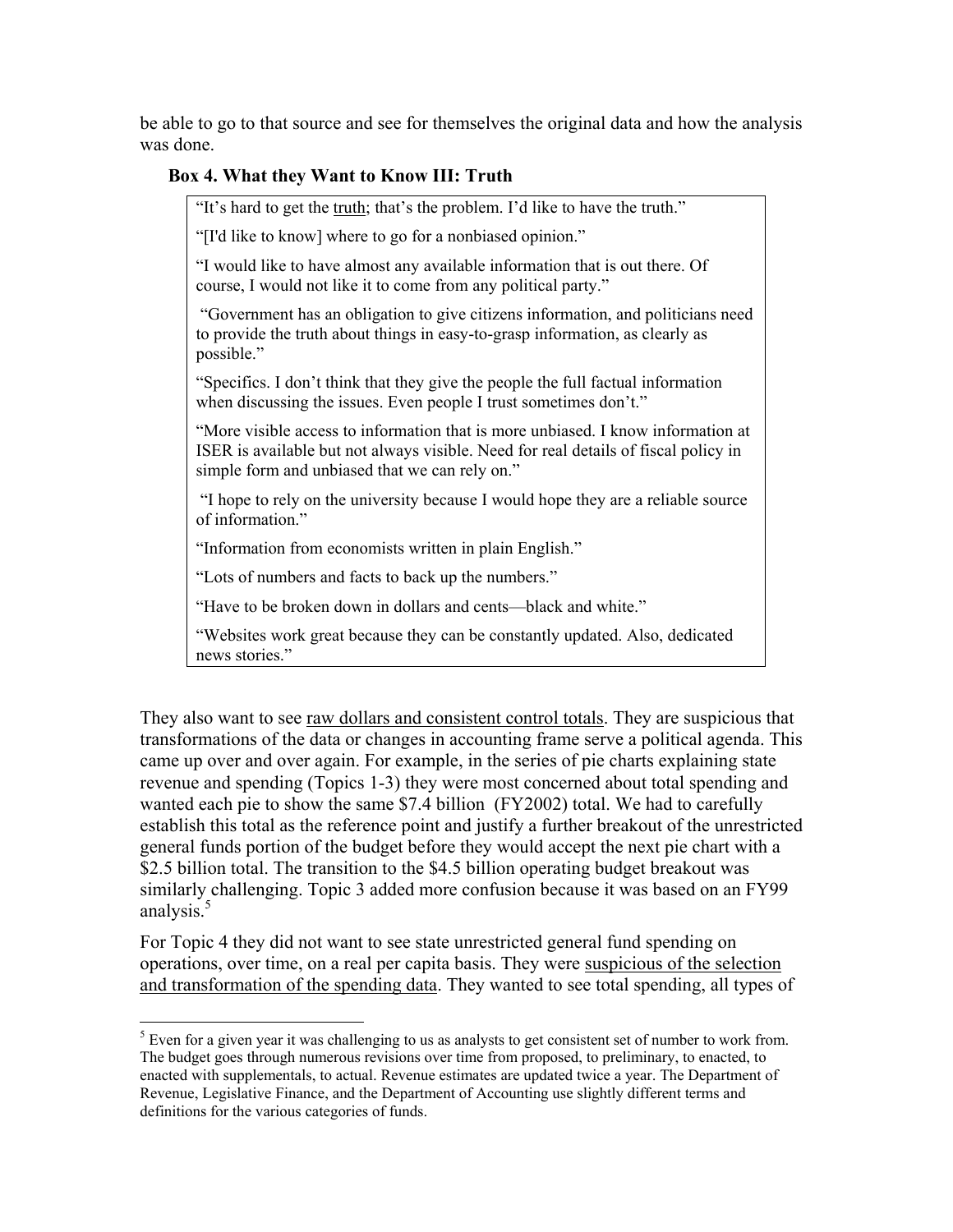be able to go to that source and see for themselves the original data and how the analysis was done.

**Box 4. What they Want to Know III: Truth**

> "It's hard to get the <u>truth</u>; that's the problem. I'd like to have the truth."
>
> "[I'd like to know] where to go for a nonbiased opinion."
>
> "I would like to have almost any available information that is out there. Of course, I would not like it to come from any political party."
>
> "Government has an obligation to give citizens information, and politicians need to provide the truth about things in easy-to-grasp information, as clearly as possible."
>
> "Specifics. I don't think that they give the people the full factual information when discussing the issues. Even people I trust sometimes don't."
>
> "More visible access to information that is more unbiased. I know information at ISER is available but not always visible. Need for real details of fiscal policy in simple form and unbiased that we can rely on."
>
> "I hope to rely on the university because I would hope they are a reliable source of information."
>
> "Information from economists written in plain English."
>
> "Lots of numbers and facts to back up the numbers."
>
> "Have to be broken down in dollars and cents—black and white."
>
> "Websites work great because they can be constantly updated. Also, dedicated news stories."

They also want to see <u>raw dollars and consistent control totals</u>. They are suspicious that transformations of the data or changes in accounting frame serve a political agenda. This came up over and over again. For example, in the series of pie charts explaining state revenue and spending (Topics 1-3) they were most concerned about total spending and wanted each pie to show the same $7.4 billion (FY2002) total. We had to carefully establish this total as the reference point and justify a further breakout of the unrestricted general funds portion of the budget before they would accept the next pie chart with a $2.5 billion total. The transition to the $4.5 billion operating budget breakout was similarly challenging. Topic 3 added more confusion because it was based on an FY99 analysis.[5]

For Topic 4 they did not want to see state unrestricted general fund spending on operations, over time, on a real per capita basis. They were <u>suspicious of the selection and transformation of the spending data</u>. They wanted to see total spending, all types of

---

[5] Even for a given year it was challenging to us as analysts to get consistent set of number to work from. The budget goes through numerous revisions over time from proposed, to preliminary, to enacted, to enacted with supplementals, to actual. Revenue estimates are updated twice a year. The Department of Revenue, Legislative Finance, and the Department of Accounting use slightly different terms and definitions for the various categories of funds.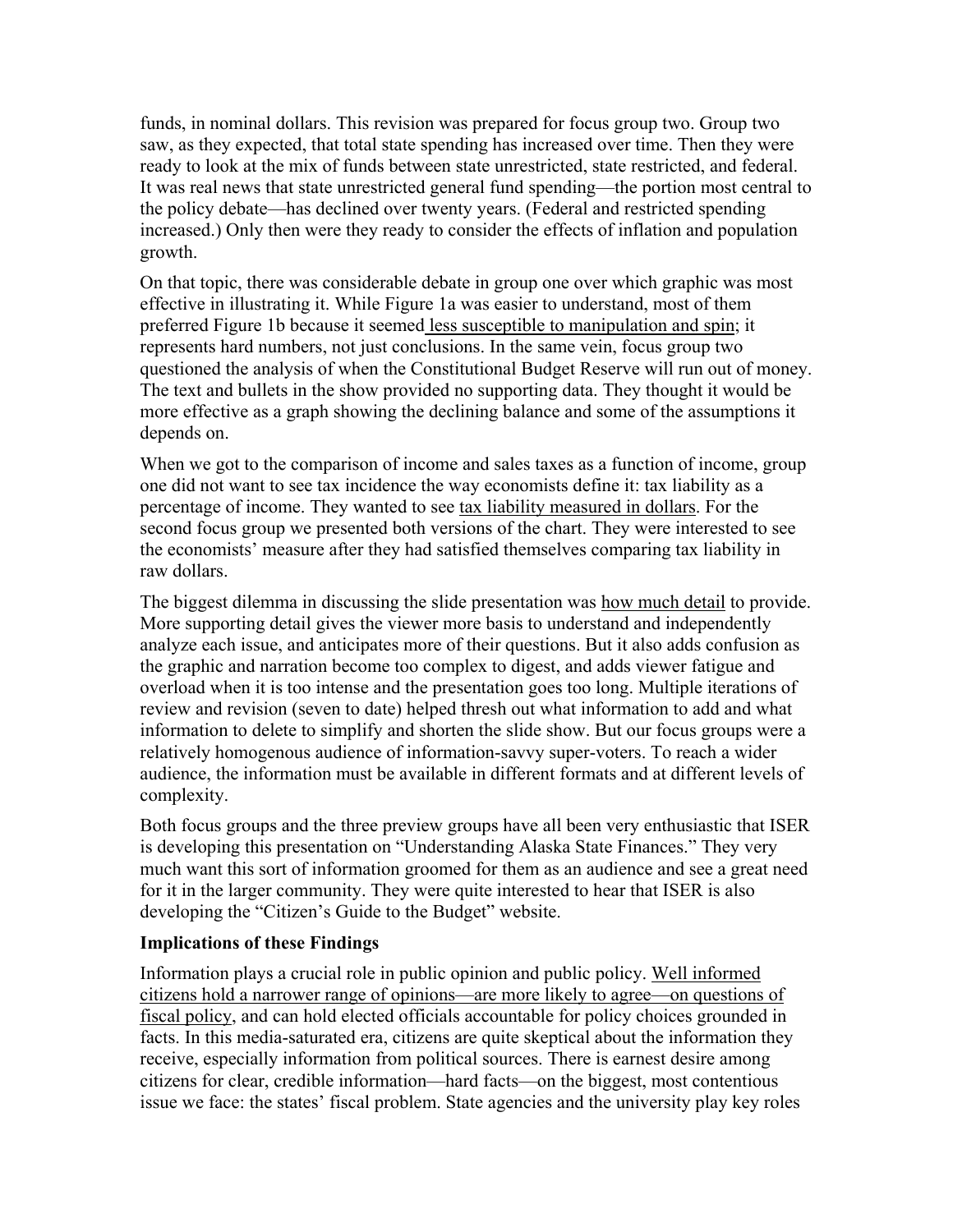funds, in nominal dollars. This revision was prepared for focus group two. Group two saw, as they expected, that total state spending has increased over time. Then they were ready to look at the mix of funds between state unrestricted, state restricted, and federal. It was real news that state unrestricted general fund spending—the portion most central to the policy debate—has declined over twenty years. (Federal and restricted spending increased.) Only then were they ready to consider the effects of inflation and population growth.

On that topic, there was considerable debate in group one over which graphic was most effective in illustrating it. While Figure 1a was easier to understand, most of them preferred Figure 1b because it seemed less susceptible to manipulation and spin; it represents hard numbers, not just conclusions. In the same vein, focus group two questioned the analysis of when the Constitutional Budget Reserve will run out of money. The text and bullets in the show provided no supporting data. They thought it would be more effective as a graph showing the declining balance and some of the assumptions it depends on.

When we got to the comparison of income and sales taxes as a function of income, group one did not want to see tax incidence the way economists define it: tax liability as a percentage of income. They wanted to see tax liability measured in dollars. For the second focus group we presented both versions of the chart. They were interested to see the economists' measure after they had satisfied themselves comparing tax liability in raw dollars.

The biggest dilemma in discussing the slide presentation was how much detail to provide. More supporting detail gives the viewer more basis to understand and independently analyze each issue, and anticipates more of their questions. But it also adds confusion as the graphic and narration become too complex to digest, and adds viewer fatigue and overload when it is too intense and the presentation goes too long. Multiple iterations of review and revision (seven to date) helped thresh out what information to add and what information to delete to simplify and shorten the slide show. But our focus groups were a relatively homogenous audience of information-savvy super-voters. To reach a wider audience, the information must be available in different formats and at different levels of complexity.

Both focus groups and the three preview groups have all been very enthusiastic that ISER is developing this presentation on "Understanding Alaska State Finances." They very much want this sort of information groomed for them as an audience and see a great need for it in the larger community. They were quite interested to hear that ISER is also developing the "Citizen's Guide to the Budget" website.

**Implications of these Findings**

Information plays a crucial role in public opinion and public policy. Well informed citizens hold a narrower range of opinions—are more likely to agree—on questions of fiscal policy, and can hold elected officials accountable for policy choices grounded in facts. In this media-saturated era, citizens are quite skeptical about the information they receive, especially information from political sources. There is earnest desire among citizens for clear, credible information—hard facts—on the biggest, most contentious issue we face: the states' fiscal problem. State agencies and the university play key roles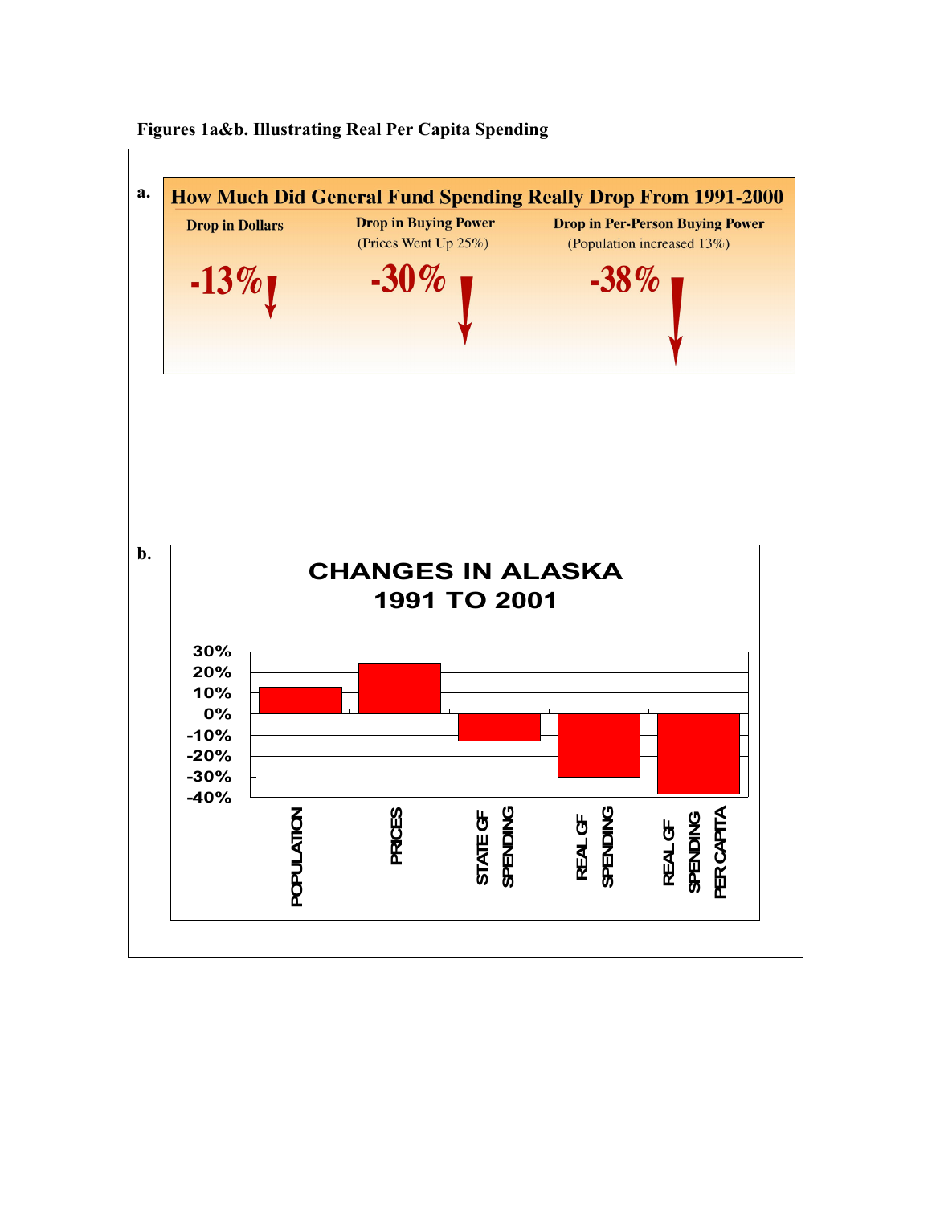**Figures 1a&b. Illustrating Real Per Capita Spending**

a.

**How Much Did General Fund Spending Really Drop From 1991-2000**

| Drop in Dollars | Drop in Buying Power (Prices Went Up 25%) | Drop in Per-Person Buying Power (Population increased 13%) |
|---|---|---|
| -13% | -30% | -38% |

b.

**CHANGES IN ALASKA 1991 TO 2001**

| Category | Change |
|---|---|
| POPULATION | 13% |
| PRICES | 25% |
| STATE GF SPENDING | -13% |
| REAL GF SPENDING | -30% |
| REAL GF SPENDING PER CAPITA | -38% |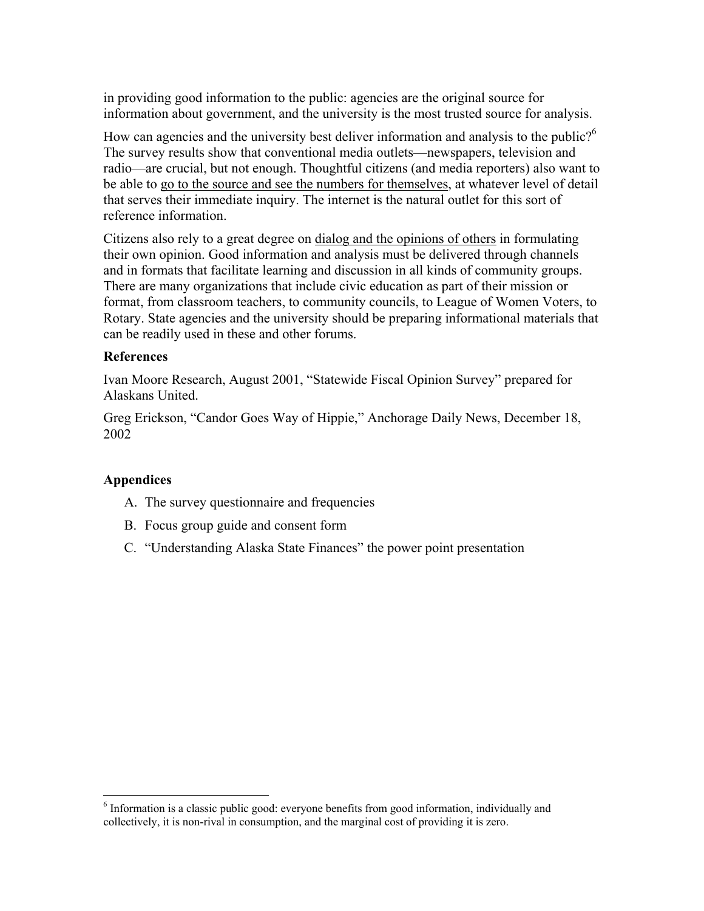in providing good information to the public: agencies are the original source for information about government, and the university is the most trusted source for analysis.

How can agencies and the university best deliver information and analysis to the public?[6] The survey results show that conventional media outlets—newspapers, television and radio—are crucial, but not enough. Thoughtful citizens (and media reporters) also want to be able to <u>go to the source and see the numbers for themselves</u>, at whatever level of detail that serves their immediate inquiry. The internet is the natural outlet for this sort of reference information.

Citizens also rely to a great degree on <u>dialog and the opinions of others</u> in formulating their own opinion. Good information and analysis must be delivered through channels and in formats that facilitate learning and discussion in all kinds of community groups. There are many organizations that include civic education as part of their mission or format, from classroom teachers, to community councils, to League of Women Voters, to Rotary. State agencies and the university should be preparing informational materials that can be readily used in these and other forums.

### References

Ivan Moore Research, August 2001, "Statewide Fiscal Opinion Survey" prepared for Alaskans United.

Greg Erickson, "Candor Goes Way of Hippie," Anchorage Daily News, December 18, 2002

### Appendices

A. The survey questionnaire and frequencies
B. Focus group guide and consent form
C. "Understanding Alaska State Finances" the power point presentation

---

[6] Information is a classic public good: everyone benefits from good information, individually and collectively, it is non-rival in consumption, and the marginal cost of providing it is zero.